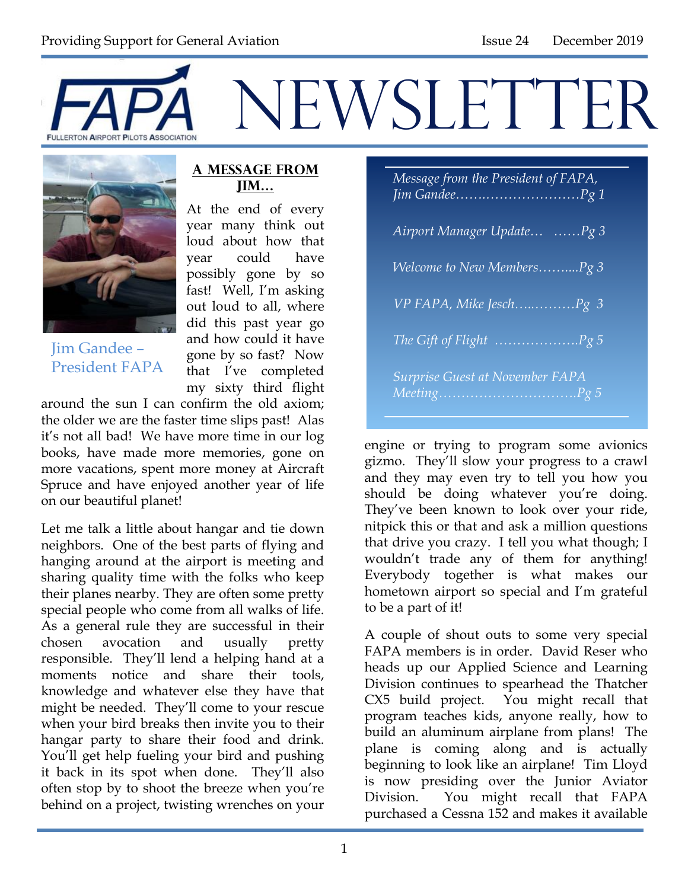# FAPA NEWSLETTER

Providing Support for General Aviation — Issue 24 — December 2019

FULLERTON AIRPORT PILOTS ASSOCIATION

*Message from the President of FAPA, Jim Gandee……..……………………Pg 1*

*Airport Manager Update… ……Pg 3*

*Welcome to New Members……...Pg 3*

*VP FAPA, Mike Jesch…..………Pg 3*

*The Gift of Flight ………………..Pg 5*

*Surprise Guest at November FAPA Meeting………………………….Pg 5*

## A MESSAGE FROM JIM…

Jim Gandee – President FAPA

At the end of every year many think out loud about how that year could have possibly gone by so fast! Well, I'm asking out loud to all, where did this past year go and how could it have gone by so fast? Now that I've completed my sixty third flight around the sun I can confirm the old axiom; the older we are the faster time slips past! Alas it's not all bad! We have more time in our log books, have made more memories, gone on more vacations, spent more money at Aircraft Spruce and have enjoyed another year of life on our beautiful planet!

Let me talk a little about hangar and tie down neighbors. One of the best parts of flying and hanging around at the airport is meeting and sharing quality time with the folks who keep their planes nearby. They are often some pretty special people who come from all walks of life. As a general rule they are successful in their chosen avocation and usually pretty responsible. They'll lend a helping hand at a moments notice and share their tools, knowledge and whatever else they have that might be needed. They'll come to your rescue when your bird breaks then invite you to their hangar party to share their food and drink. You'll get help fueling your bird and pushing it back in its spot when done. They'll also often stop by to shoot the breeze when you're behind on a project, twisting wrenches on your engine or trying to program some avionics gizmo. They'll slow your progress to a crawl and they may even try to tell you how you should be doing whatever you're doing. They've been known to look over your ride, nitpick this or that and ask a million questions that drive you crazy. I tell you what though; I wouldn't trade any of them for anything! Everybody together is what makes our hometown airport so special and I'm grateful to be a part of it!

A couple of shout outs to some very special FAPA members is in order. David Reser who heads up our Applied Science and Learning Division continues to spearhead the Thatcher CX5 build project. You might recall that program teaches kids, anyone really, how to build an aluminum airplane from plans! The plane is coming along and is actually beginning to look like an airplane! Tim Lloyd is now presiding over the Junior Aviator Division. You might recall that FAPA purchased a Cessna 152 and makes it available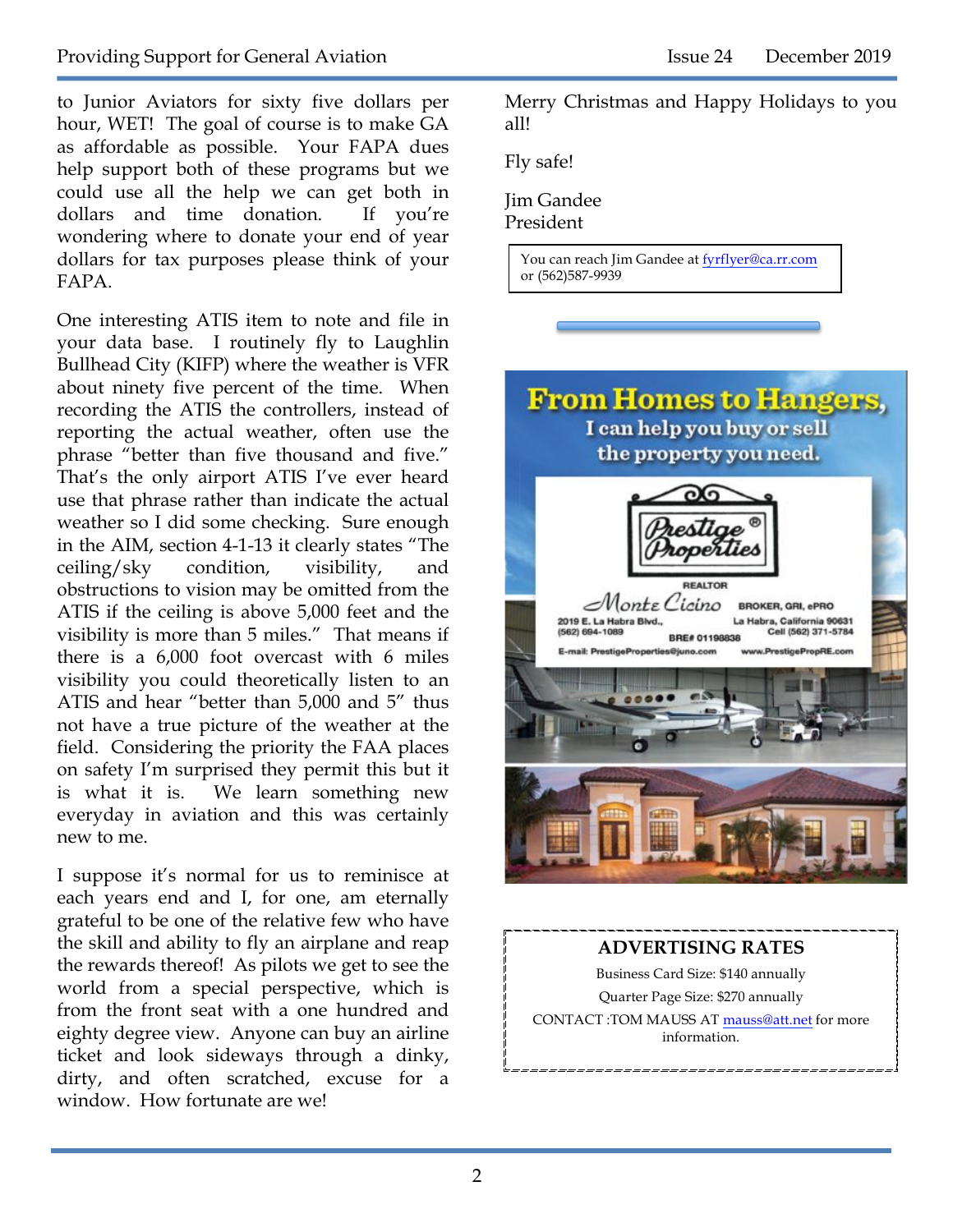to Junior Aviators for sixty five dollars per hour, WET! The goal of course is to make GA as affordable as possible. Your FAPA dues help support both of these programs but we could use all the help we can get both in dollars and time donation. If you're wondering where to donate your end of year dollars for tax purposes please think of your FAPA.

One interesting ATIS item to note and file in your data base. I routinely fly to Laughlin Bullhead City (KIFP) where the weather is VFR about ninety five percent of the time. When recording the ATIS the controllers, instead of reporting the actual weather, often use the phrase "better than five thousand and five." That's the only airport ATIS I've ever heard use that phrase rather than indicate the actual weather so I did some checking. Sure enough in the AIM, section 4-1-13 it clearly states "The ceiling/sky condition, visibility, and obstructions to vision may be omitted from the ATIS if the ceiling is above 5,000 feet and the visibility is more than 5 miles." That means if there is a 6,000 foot overcast with 6 miles visibility you could theoretically listen to an ATIS and hear "better than 5,000 and 5" thus not have a true picture of the weather at the field. Considering the priority the FAA places on safety I'm surprised they permit this but it is what it is. We learn something new everyday in aviation and this was certainly new to me.

I suppose it's normal for us to reminisce at each years end and I, for one, am eternally grateful to be one of the relative few who have the skill and ability to fly an airplane and reap the rewards thereof! As pilots we get to see the world from a special perspective, which is from the front seat with a one hundred and eighty degree view. Anyone can buy an airline ticket and look sideways through a dinky, dirty, and often scratched, excuse for a window. How fortunate are we!

Merry Christmas and Happy Holidays to you all!

Fly safe!

Jim Gandee
President

You can reach Jim Gandee at fyrflyer@ca.rr.com or (562)587-9939

**From Homes to Hangers,**
**I can help you buy or sell the property you need.**

Prestige Properties®

REALTOR
Monte Cicino
BROKER, GRI, ePRO
2019 E. La Habra Blvd., La Habra, California 90631
(562) 694-1089 Cell (562) 371-5784
BRE# 01198838
E-mail: PrestigeProperties@juno.com www.PrestigePropRE.com

### ADVERTISING RATES

Business Card Size: $140 annually

Quarter Page Size: $270 annually

CONTACT :TOM MAUSS AT mauss@att.net for more information.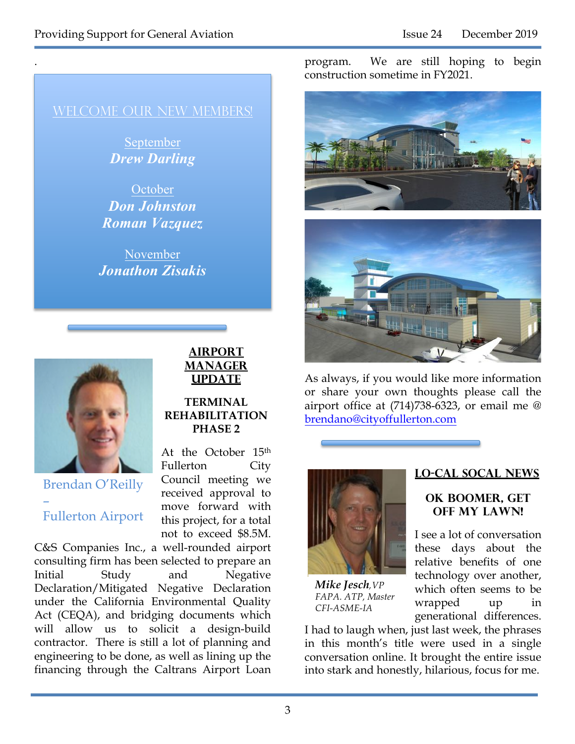## WELCOME OUR NEW MEMBERS!

September
***Drew Darling***

October
***Don Johnston***
***Roman Vazquez***

November
***Jonathon Zisakis***

Brendan O'Reilly – Fullerton Airport

## AIRPORT MANAGER UPDATE

### TERMINAL REHABILITATION PHASE 2

At the October 15th Fullerton City Council meeting we received approval to move forward with this project, for a total not to exceed $8.5M. C&S Companies Inc., a well-rounded airport consulting firm has been selected to prepare an Initial Study and Negative Declaration/Mitigated Negative Declaration under the California Environmental Quality Act (CEQA), and bridging documents which will allow us to solicit a design-build contractor. There is still a lot of planning and engineering to be done, as well as lining up the financing through the Caltrans Airport Loan program. We are still hoping to begin construction sometime in FY2021.

As always, if you would like more information or share your own thoughts please call the airport office at (714)738-6323, or email me @ brendano@cityoffullerton.com

## LO-CAL SOCAL NEWS

*Mike Jesch, VP*
*FAPA. ATP, Master CFI-ASME-IA*

### OK BOOMER, GET OFF MY LAWN!

I see a lot of conversation these days about the relative benefits of one technology over another, which often seems to be wrapped up in generational differences. I had to laugh when, just last week, the phrases in this month's title were used in a single conversation online. It brought the entire issue into stark and honestly, hilarious, focus for me.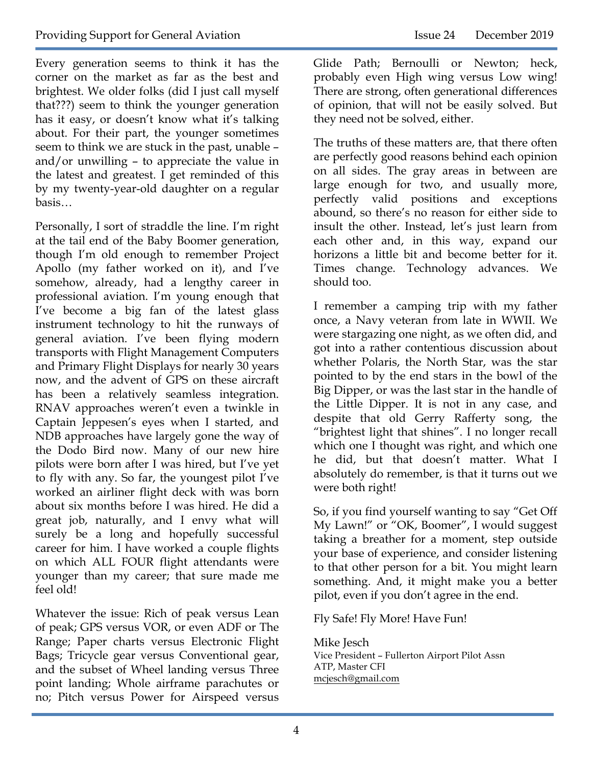Every generation seems to think it has the corner on the market as far as the best and brightest. We older folks (did I just call myself that???) seem to think the younger generation has it easy, or doesn't know what it's talking about. For their part, the younger sometimes seem to think we are stuck in the past, unable – and/or unwilling – to appreciate the value in the latest and greatest. I get reminded of this by my twenty-year-old daughter on a regular basis…

Personally, I sort of straddle the line. I'm right at the tail end of the Baby Boomer generation, though I'm old enough to remember Project Apollo (my father worked on it), and I've somehow, already, had a lengthy career in professional aviation. I'm young enough that I've become a big fan of the latest glass instrument technology to hit the runways of general aviation. I've been flying modern transports with Flight Management Computers and Primary Flight Displays for nearly 30 years now, and the advent of GPS on these aircraft has been a relatively seamless integration. RNAV approaches weren't even a twinkle in Captain Jeppesen's eyes when I started, and NDB approaches have largely gone the way of the Dodo Bird now. Many of our new hire pilots were born after I was hired, but I've yet to fly with any. So far, the youngest pilot I've worked an airliner flight deck with was born about six months before I was hired. He did a great job, naturally, and I envy what will surely be a long and hopefully successful career for him. I have worked a couple flights on which ALL FOUR flight attendants were younger than my career; that sure made me feel old!

Whatever the issue: Rich of peak versus Lean of peak; GPS versus VOR, or even ADF or The Range; Paper charts versus Electronic Flight Bags; Tricycle gear versus Conventional gear, and the subset of Wheel landing versus Three point landing; Whole airframe parachutes or no; Pitch versus Power for Airspeed versus Glide Path; Bernoulli or Newton; heck, probably even High wing versus Low wing! There are strong, often generational differences of opinion, that will not be easily solved. But they need not be solved, either.

The truths of these matters are, that there often are perfectly good reasons behind each opinion on all sides. The gray areas in between are large enough for two, and usually more, perfectly valid positions and exceptions abound, so there's no reason for either side to insult the other. Instead, let's just learn from each other and, in this way, expand our horizons a little bit and become better for it. Times change. Technology advances. We should too.

I remember a camping trip with my father once, a Navy veteran from late in WWII. We were stargazing one night, as we often did, and got into a rather contentious discussion about whether Polaris, the North Star, was the star pointed to by the end stars in the bowl of the Big Dipper, or was the last star in the handle of the Little Dipper. It is not in any case, and despite that old Gerry Rafferty song, the "brightest light that shines". I no longer recall which one I thought was right, and which one he did, but that doesn't matter. What I absolutely do remember, is that it turns out we were both right!

So, if you find yourself wanting to say "Get Off My Lawn!" or "OK, Boomer", I would suggest taking a breather for a moment, step outside your base of experience, and consider listening to that other person for a bit. You might learn something. And, it might make you a better pilot, even if you don't agree in the end.

Fly Safe! Fly More! Have Fun!

Mike Jesch
Vice President – Fullerton Airport Pilot Assn
ATP, Master CFI
mcjesch@gmail.com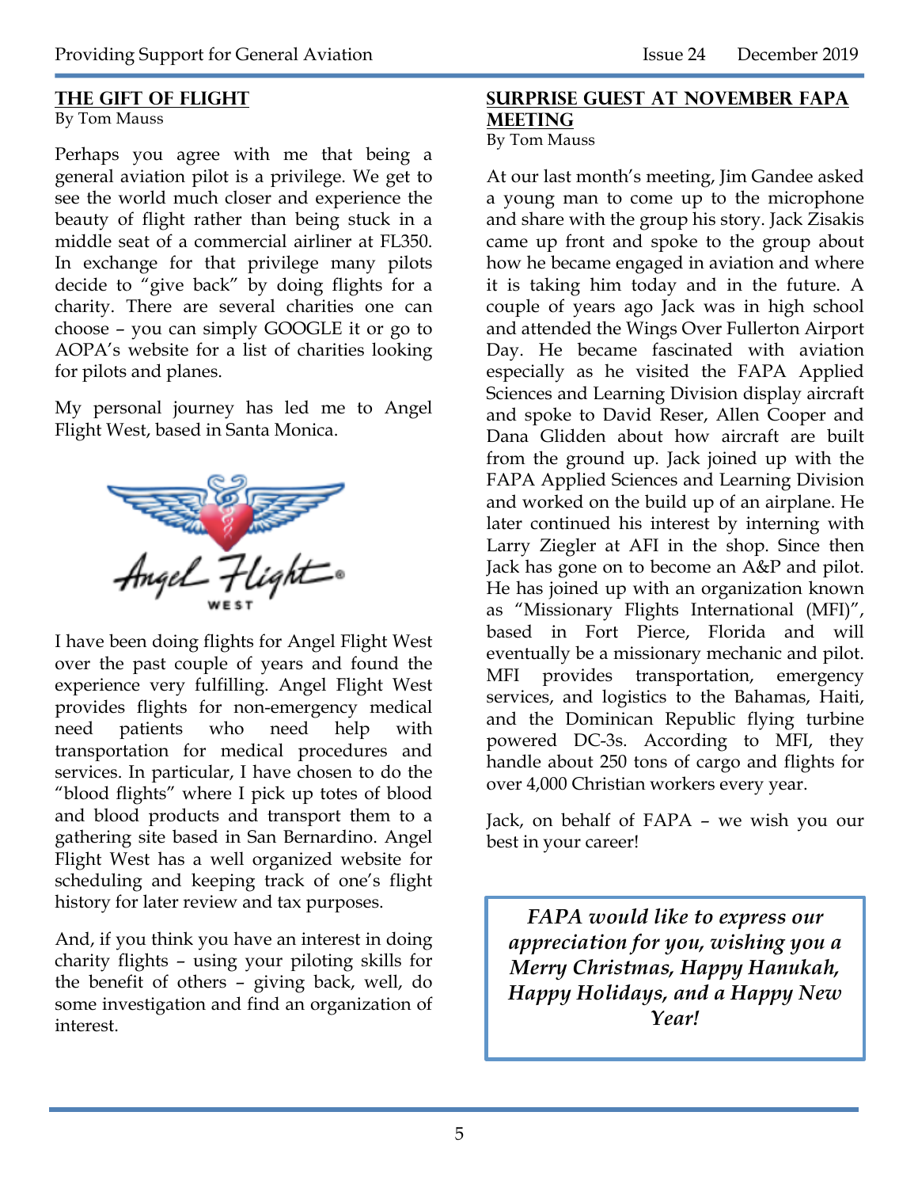## THE GIFT OF FLIGHT

By Tom Mauss

Perhaps you agree with me that being a general aviation pilot is a privilege. We get to see the world much closer and experience the beauty of flight rather than being stuck in a middle seat of a commercial airliner at FL350. In exchange for that privilege many pilots decide to "give back" by doing flights for a charity. There are several charities one can choose – you can simply GOOGLE it or go to AOPA's website for a list of charities looking for pilots and planes.

My personal journey has led me to Angel Flight West, based in Santa Monica.

I have been doing flights for Angel Flight West over the past couple of years and found the experience very fulfilling. Angel Flight West provides flights for non-emergency medical need patients who need help with transportation for medical procedures and services. In particular, I have chosen to do the "blood flights" where I pick up totes of blood and blood products and transport them to a gathering site based in San Bernardino. Angel Flight West has a well organized website for scheduling and keeping track of one's flight history for later review and tax purposes.

And, if you think you have an interest in doing charity flights – using your piloting skills for the benefit of others – giving back, well, do some investigation and find an organization of interest.

## SURPRISE GUEST AT NOVEMBER FAPA MEETING

By Tom Mauss

At our last month's meeting, Jim Gandee asked a young man to come up to the microphone and share with the group his story. Jack Zisakis came up front and spoke to the group about how he became engaged in aviation and where it is taking him today and in the future. A couple of years ago Jack was in high school and attended the Wings Over Fullerton Airport Day. He became fascinated with aviation especially as he visited the FAPA Applied Sciences and Learning Division display aircraft and spoke to David Reser, Allen Cooper and Dana Glidden about how aircraft are built from the ground up. Jack joined up with the FAPA Applied Sciences and Learning Division and worked on the build up of an airplane. He later continued his interest by interning with Larry Ziegler at AFI in the shop. Since then Jack has gone on to become an A&P and pilot. He has joined up with an organization known as "Missionary Flights International (MFI)", based in Fort Pierce, Florida and will eventually be a missionary mechanic and pilot. MFI provides transportation, emergency services, and logistics to the Bahamas, Haiti, and the Dominican Republic flying turbine powered DC-3s. According to MFI, they handle about 250 tons of cargo and flights for over 4,000 Christian workers every year.

Jack, on behalf of FAPA – we wish you our best in your career!

***FAPA would like to express our appreciation for you, wishing you a Merry Christmas, Happy Hanukah, Happy Holidays, and a Happy New Year!***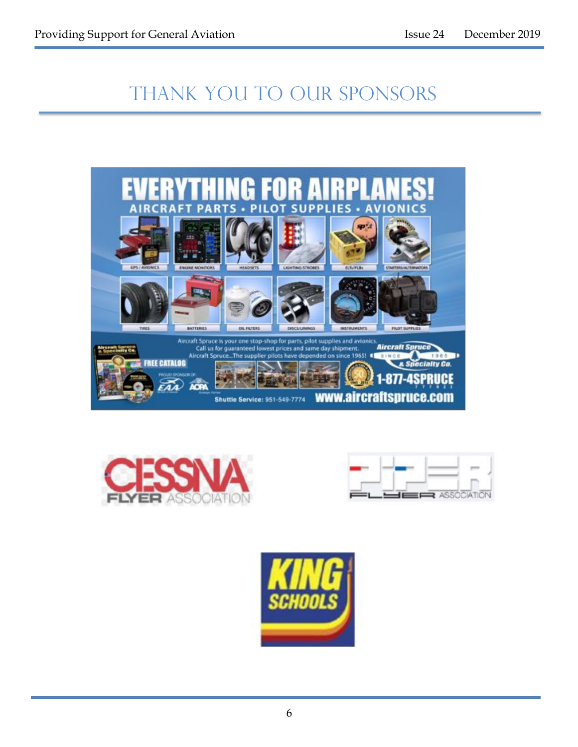# THANK YOU TO OUR SPONSORS

EVERYTHING FOR AIRPLANES!

AIRCRAFT PARTS • PILOT SUPPLIES • AVIONICS

GPS / AVIONICS | ENGINE MONITORS | HEADSETS | LIGHTING/STROBES | ELTs/PLBs | STARTERS/ALTERNATORS

TIRES | BATTERIES | OIL FILTERS | DISCS/LININGS | INSTRUMENTS | PILOT SUPPLIES

Aircraft Spruce is your one stop-shop for parts, pilot supplies and avionics. Call us for guaranteed lowest prices and same day shipment. Aircraft Spruce...The supplier pilots have depended on since 1965!

FREE CATALOG

PROUD SPONSOR OF: EAA AOPA

Aircraft Spruce & Specialty Co. SINCE 1965

1-877-4SPRUCE

Shuttle Service: 951-549-7774

www.aircraftspruce.com

CESSNA FLYER ASSOCIATION

PIPER FLYER ASSOCIATION

KING SCHOOLS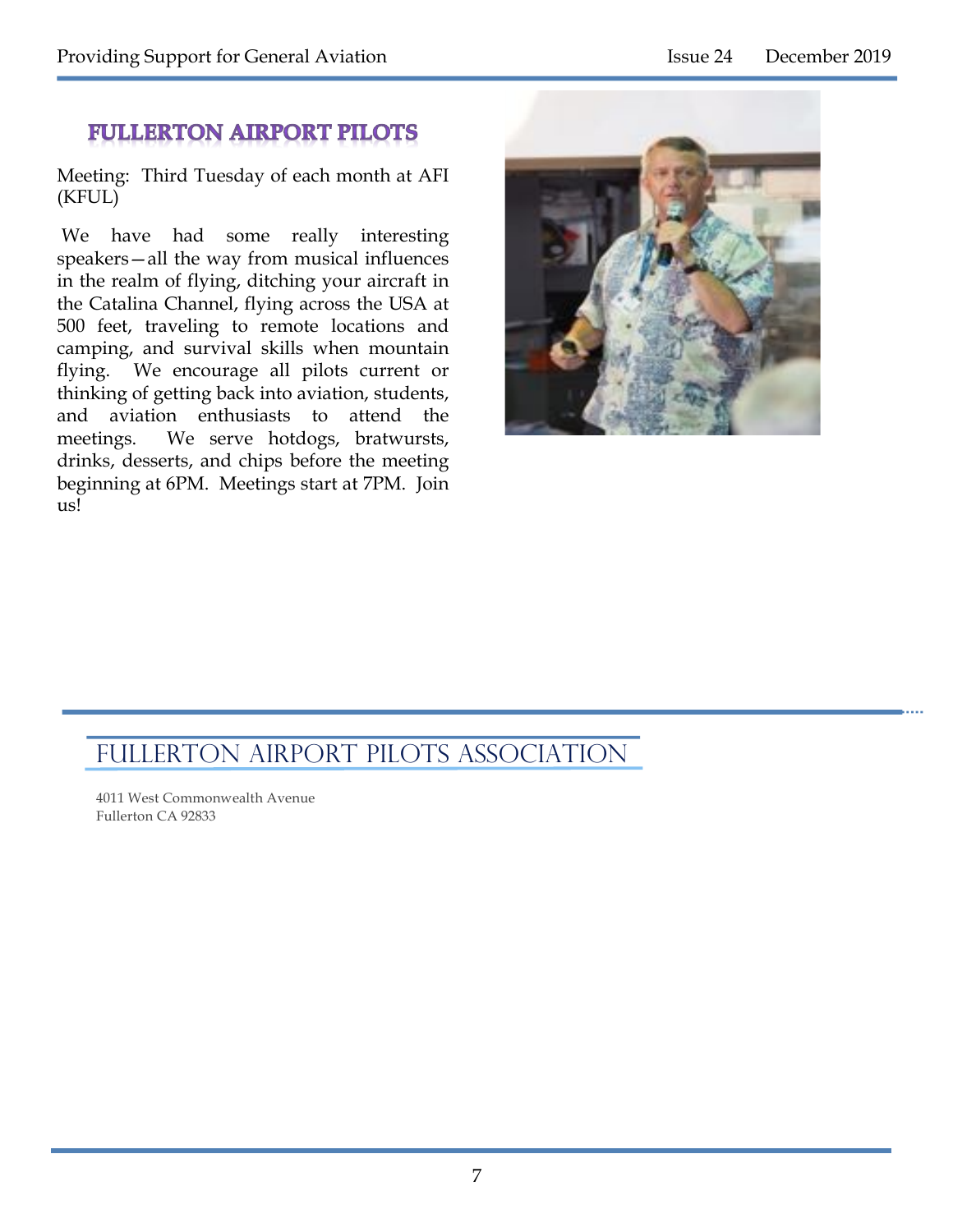## FULLERTON AIRPORT PILOTS

Meeting: Third Tuesday of each month at AFI (KFUL)

We have had some really interesting speakers—all the way from musical influences in the realm of flying, ditching your aircraft in the Catalina Channel, flying across the USA at 500 feet, traveling to remote locations and camping, and survival skills when mountain flying. We encourage all pilots current or thinking of getting back into aviation, students, and aviation enthusiasts to attend the meetings. We serve hotdogs, bratwursts, drinks, desserts, and chips before the meeting beginning at 6PM. Meetings start at 7PM. Join us!

## FULLERTON AIRPORT PILOTS ASSOCIATION

4011 West Commonwealth Avenue
Fullerton CA 92833